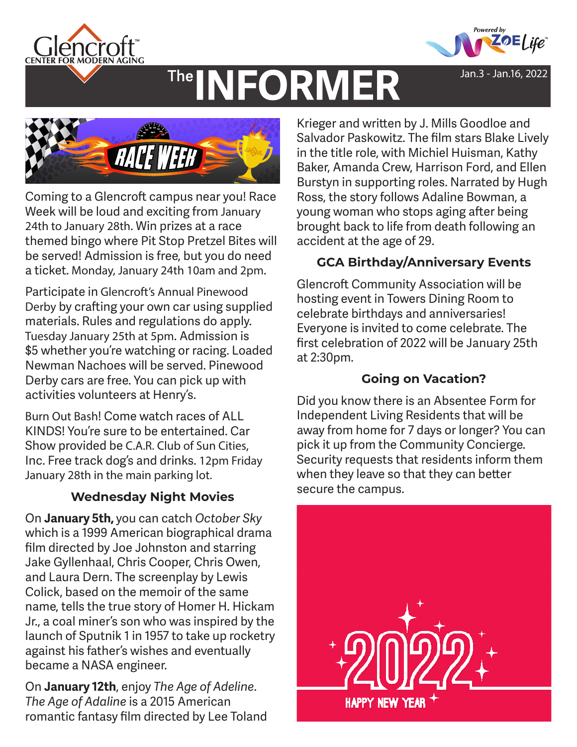Glencroft CENTER FOR MODERN AGING

Powered by ZOE Life

# The INFORMER

Jan.3 - Jan.16, 2022

RACE WEEK

Coming to a Glencroft campus near you! Race Week will be loud and exciting from January 24th to January 28th. Win prizes at a race themed bingo where Pit Stop Pretzel Bites will be served! Admission is free, but you do need a ticket. Monday, January 24th 10am and 2pm.

Participate in Glencroft's Annual Pinewood Derby by crafting your own car using supplied materials. Rules and regulations do apply. Tuesday January 25th at 5pm. Admission is $5 whether you're watching or racing. Loaded Newman Nachoes will be served. Pinewood Derby cars are free. You can pick up with activities volunteers at Henry's.

Burn Out Bash! Come watch races of ALL KINDS! You're sure to be entertained. Car Show provided be C.A.R. Club of Sun Cities, Inc. Free track dog's and drinks. 12pm Friday January 28th in the main parking lot.

### Wednesday Night Movies

On **January 5th,** you can catch *October Sky* which is a 1999 American biographical drama film directed by Joe Johnston and starring Jake Gyllenhaal, Chris Cooper, Chris Owen, and Laura Dern. The screenplay by Lewis Colick, based on the memoir of the same name, tells the true story of Homer H. Hickam Jr., a coal miner's son who was inspired by the launch of Sputnik 1 in 1957 to take up rocketry against his father's wishes and eventually became a NASA engineer.

On **January 12th**, enjoy *The Age of Adeline*. *The Age of Adaline* is a 2015 American romantic fantasy film directed by Lee Toland Krieger and written by J. Mills Goodloe and Salvador Paskowitz. The film stars Blake Lively in the title role, with Michiel Huisman, Kathy Baker, Amanda Crew, Harrison Ford, and Ellen Burstyn in supporting roles. Narrated by Hugh Ross, the story follows Adaline Bowman, a young woman who stops aging after being brought back to life from death following an accident at the age of 29.

### GCA Birthday/Anniversary Events

Glencroft Community Association will be hosting event in Towers Dining Room to celebrate birthdays and anniversaries! Everyone is invited to come celebrate. The first celebration of 2022 will be January 25th at 2:30pm.

### Going on Vacation?

Did you know there is an Absentee Form for Independent Living Residents that will be away from home for 7 days or longer? You can pick it up from the Community Concierge. Security requests that residents inform them when they leave so that they can better secure the campus.

2022 HAPPY NEW YEAR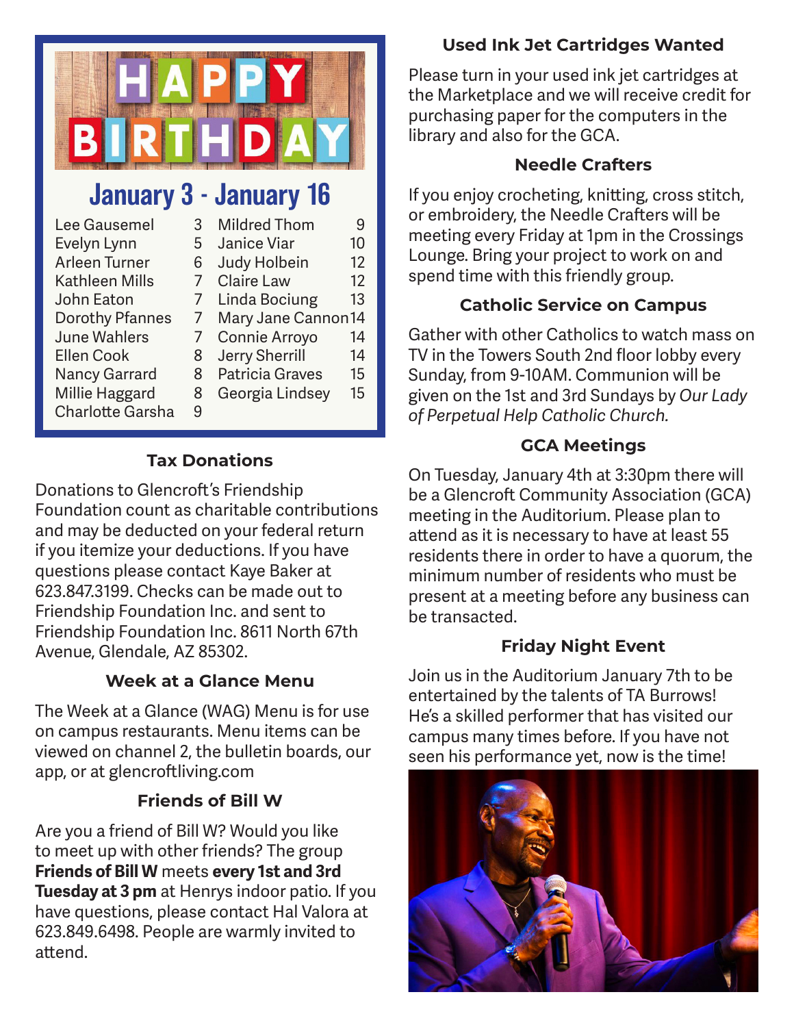# HAPPY BIRTHDAY

## January 3 - January 16

| Name | Day | Name | Day |
|---|---|---|---|
| Lee Gausemel | 3 | Mildred Thom | 9 |
| Evelyn Lynn | 5 | Janice Viar | 10 |
| Arleen Turner | 6 | Judy Holbein | 12 |
| Kathleen Mills | 7 | Claire Law | 12 |
| John Eaton | 7 | Linda Bociung | 13 |
| Dorothy Pfannes | 7 | Mary Jane Cannon | 14 |
| June Wahlers | 7 | Connie Arroyo | 14 |
| Ellen Cook | 8 | Jerry Sherrill | 14 |
| Nancy Garrard | 8 | Patricia Graves | 15 |
| Millie Haggard | 8 | Georgia Lindsey | 15 |
| Charlotte Garsha | 9 | | |

### Tax Donations

Donations to Glencroft's Friendship Foundation count as charitable contributions and may be deducted on your federal return if you itemize your deductions. If you have questions please contact Kaye Baker at 623.847.3199. Checks can be made out to Friendship Foundation Inc. and sent to Friendship Foundation Inc. 8611 North 67th Avenue, Glendale, AZ 85302.

### Week at a Glance Menu

The Week at a Glance (WAG) Menu is for use on campus restaurants. Menu items can be viewed on channel 2, the bulletin boards, our app, or at glencroftliving.com

### Friends of Bill W

Are you a friend of Bill W? Would you like to meet up with other friends? The group **Friends of Bill W** meets **every 1st and 3rd Tuesday at 3 pm** at Henrys indoor patio. If you have questions, please contact Hal Valora at 623.849.6498. People are warmly invited to attend.

### Used Ink Jet Cartridges Wanted

Please turn in your used ink jet cartridges at the Marketplace and we will receive credit for purchasing paper for the computers in the library and also for the GCA.

### Needle Crafters

If you enjoy crocheting, knitting, cross stitch, or embroidery, the Needle Crafters will be meeting every Friday at 1pm in the Crossings Lounge. Bring your project to work on and spend time with this friendly group.

### Catholic Service on Campus

Gather with other Catholics to watch mass on TV in the Towers South 2nd floor lobby every Sunday, from 9-10AM. Communion will be given on the 1st and 3rd Sundays by *Our Lady of Perpetual Help Catholic Church.*

### GCA Meetings

On Tuesday, January 4th at 3:30pm there will be a Glencroft Community Association (GCA) meeting in the Auditorium. Please plan to attend as it is necessary to have at least 55 residents there in order to have a quorum, the minimum number of residents who must be present at a meeting before any business can be transacted.

### Friday Night Event

Join us in the Auditorium January 7th to be entertained by the talents of TA Burrows! He's a skilled performer that has visited our campus many times before. If you have not seen his performance yet, now is the time!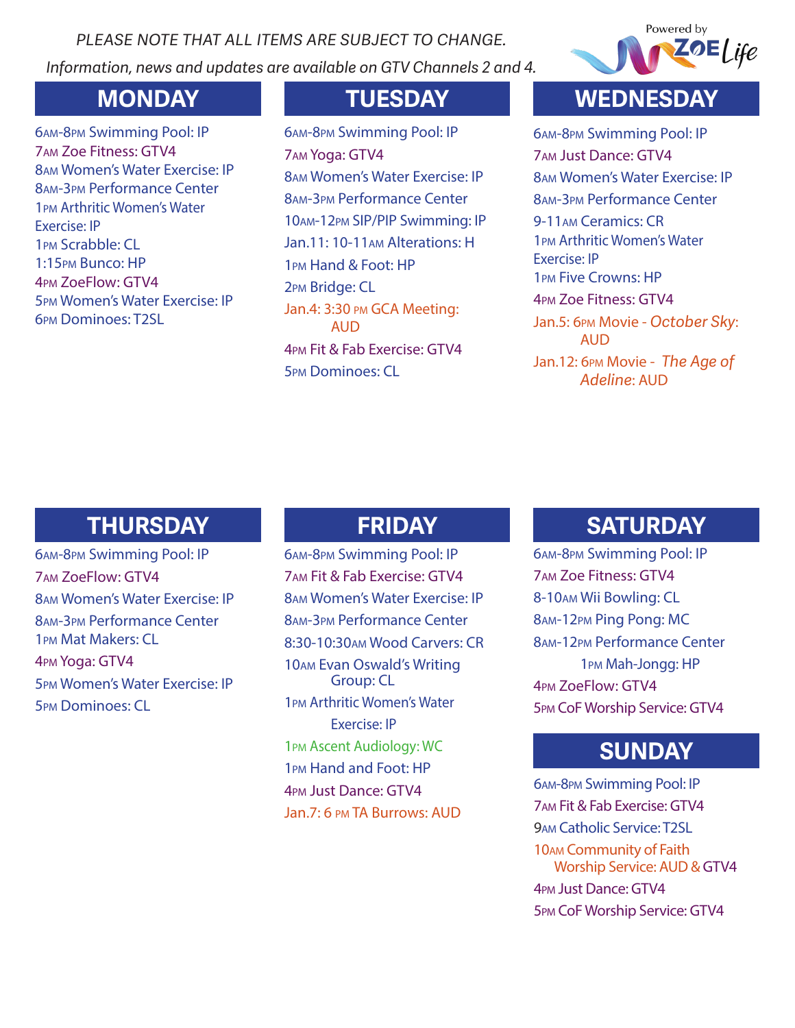*PLEASE NOTE THAT ALL ITEMS ARE SUBJECT TO CHANGE.*

*Information, news and updates are available on GTV Channels 2 and 4.*

Powered by ZOE Life

## MONDAY

6AM-8PM Swimming Pool: IP
7AM Zoe Fitness: GTV4
8AM Women's Water Exercise: IP
8AM-3PM Performance Center
1PM Arthritic Women's Water Exercise: IP
1PM Scrabble: CL
1:15PM Bunco: HP
4PM ZoeFlow: GTV4
5PM Women's Water Exercise: IP
6PM Dominoes: T2SL

## TUESDAY

6AM-8PM Swimming Pool: IP
7AM Yoga: GTV4
8AM Women's Water Exercise: IP
8AM-3PM Performance Center
10AM-12PM SIP/PIP Swimming: IP
Jan.11: 10-11AM Alterations: H
1PM Hand & Foot: HP
2PM Bridge: CL
Jan.4: 3:30 PM GCA Meeting: AUD
4PM Fit & Fab Exercise: GTV4
5PM Dominoes: CL

## WEDNESDAY

6AM-8PM Swimming Pool: IP
7AM Just Dance: GTV4
8AM Women's Water Exercise: IP
8AM-3PM Performance Center
9-11AM Ceramics: CR
1PM Arthritic Women's Water Exercise: IP
1PM Five Crowns: HP
4PM Zoe Fitness: GTV4
Jan.5: 6PM Movie - *October Sky*: AUD
Jan.12: 6PM Movie - *The Age of Adeline*: AUD

## THURSDAY

6AM-8PM Swimming Pool: IP
7AM ZoeFlow: GTV4
8AM Women's Water Exercise: IP
8AM-3PM Performance Center
1PM Mat Makers: CL
4PM Yoga: GTV4
5PM Women's Water Exercise: IP
5PM Dominoes: CL

## FRIDAY

6AM-8PM Swimming Pool: IP
7AM Fit & Fab Exercise: GTV4
8AM Women's Water Exercise: IP
8AM-3PM Performance Center
8:30-10:30AM Wood Carvers: CR
10AM Evan Oswald's Writing Group: CL
1PM Arthritic Women's Water Exercise: IP
1PM Ascent Audiology: WC
1PM Hand and Foot: HP
4PM Just Dance: GTV4
Jan.7: 6 PM TA Burrows: AUD

## SATURDAY

6AM-8PM Swimming Pool: IP
7AM Zoe Fitness: GTV4
8-10AM Wii Bowling: CL
8AM-12PM Ping Pong: MC
8AM-12PM Performance Center
1PM Mah-Jongg: HP
4PM ZoeFlow: GTV4
5PM CoF Worship Service: GTV4

## SUNDAY

6AM-8PM Swimming Pool: IP
7AM Fit & Fab Exercise: GTV4
9AM Catholic Service: T2SL
10AM Community of Faith Worship Service: AUD & GTV4
4PM Just Dance: GTV4
5PM CoF Worship Service: GTV4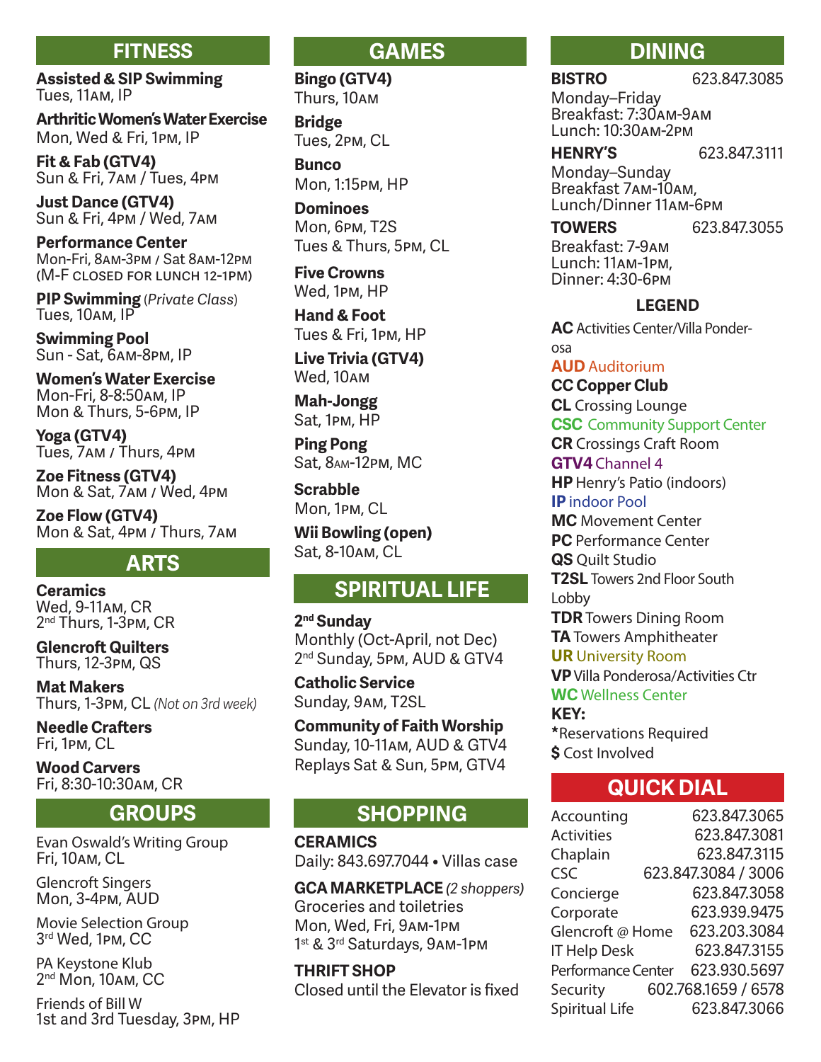## FITNESS

**Assisted & SIP Swimming**
Tues, 11AM, IP

**Arthritic Women's Water Exercise**
Mon, Wed & Fri, 1PM, IP

**Fit & Fab (GTV4)**
Sun & Fri, 7AM / Tues, 4PM

**Just Dance (GTV4)**
Sun & Fri, 4PM / Wed, 7AM

**Performance Center**
Mon-Fri, 8AM-3PM / Sat 8AM-12PM
(M-F CLOSED FOR LUNCH 12-1PM)

**PIP Swimming** (*Private Class*)
Tues, 10AM, IP

**Swimming Pool**
Sun - Sat, 6AM-8PM, IP

**Women's Water Exercise**
Mon-Fri, 8-8:50AM, IP
Mon & Thurs, 5-6PM, IP

**Yoga (GTV4)**
Tues, 7AM / Thurs, 4PM

**Zoe Fitness (GTV4)**
Mon & Sat, 7AM / Wed, 4PM

**Zoe Flow (GTV4)**
Mon & Sat, 4PM / Thurs, 7AM

## ARTS

**Ceramics**
Wed, 9-11AM, CR
2nd Thurs, 1-3PM, CR

**Glencroft Quilters**
Thurs, 12-3PM, QS

**Mat Makers**
Thurs, 1-3PM, CL *(Not on 3rd week)*

**Needle Crafters**
Fri, 1PM, CL

**Wood Carvers**
Fri, 8:30-10:30AM, CR

## GROUPS

Evan Oswald's Writing Group
Fri, 10AM, CL

Glencroft Singers
Mon, 3-4PM, AUD

Movie Selection Group
3rd Wed, 1PM, CC

PA Keystone Klub
2nd Mon, 10AM, CC

Friends of Bill W
1st and 3rd Tuesday, 3PM, HP

## GAMES

**Bingo (GTV4)**
Thurs, 10AM

**Bridge**
Tues, 2PM, CL

**Bunco**
Mon, 1:15PM, HP

**Dominoes**
Mon, 6PM, T2S
Tues & Thurs, 5PM, CL

**Five Crowns**
Wed, 1PM, HP

**Hand & Foot**
Tues & Fri, 1PM, HP

**Live Trivia (GTV4)**
Wed, 10AM

**Mah-Jongg**
Sat, 1PM, HP

**Ping Pong**
Sat, 8AM-12PM, MC

**Scrabble**
Mon, 1PM, CL

**Wii Bowling (open)**
Sat, 8-10AM, CL

## SPIRITUAL LIFE

**2nd Sunday**
Monthly (Oct-April, not Dec)
2nd Sunday, 5PM, AUD & GTV4

**Catholic Service**
Sunday, 9AM, T2SL

**Community of Faith Worship**
Sunday, 10-11AM, AUD & GTV4
Replays Sat & Sun, 5PM, GTV4

## SHOPPING

**CERAMICS**
Daily: 843.697.7044 • Villas case

**GCA MARKETPLACE** *(2 shoppers)*
Groceries and toiletries
Mon, Wed, Fri, 9AM-1PM
1st & 3rd Saturdays, 9AM-1PM

**THRIFT SHOP**
Closed until the Elevator is fixed

## DINING

**BISTRO** 623.847.3085
Monday–Friday
Breakfast: 7:30AM-9AM
Lunch: 10:30AM-2PM

**HENRY'S** 623.847.3111
Monday–Sunday
Breakfast 7AM-10AM,
Lunch/Dinner 11AM-6PM

**TOWERS** 623.847.3055
Breakfast: 7-9AM
Lunch: 11AM-1PM,
Dinner: 4:30-6PM

### LEGEND

**AC** Activities Center/Villa Ponderosa
**AUD** Auditorium
**CC** Copper Club
**CL** Crossing Lounge
**CSC** Community Support Center
**CR** Crossings Craft Room
**GTV4** Channel 4
**HP** Henry's Patio (indoors)
**IP** indoor Pool
**MC** Movement Center
**PC** Performance Center
**QS** Quilt Studio
**T2SL** Towers 2nd Floor South Lobby
**TDR** Towers Dining Room
**TA** Towers Amphitheater
**UR** University Room
**VP** Villa Ponderosa/Activities Ctr
**WC** Wellness Center

**KEY:**
*Reservations Required
$ Cost Involved

## QUICK DIAL

| | |
|---|---|
| Accounting | 623.847.3065 |
| Activities | 623.847.3081 |
| Chaplain | 623.847.3115 |
| CSC | 623.847.3084 / 3006 |
| Concierge | 623.847.3058 |
| Corporate | 623.939.9475 |
| Glencroft @ Home | 623.203.3084 |
| IT Help Desk | 623.847.3155 |
| Performance Center | 623.930.5697 |
| Security | 602.768.1659 / 6578 |
| Spiritual Life | 623.847.3066 |